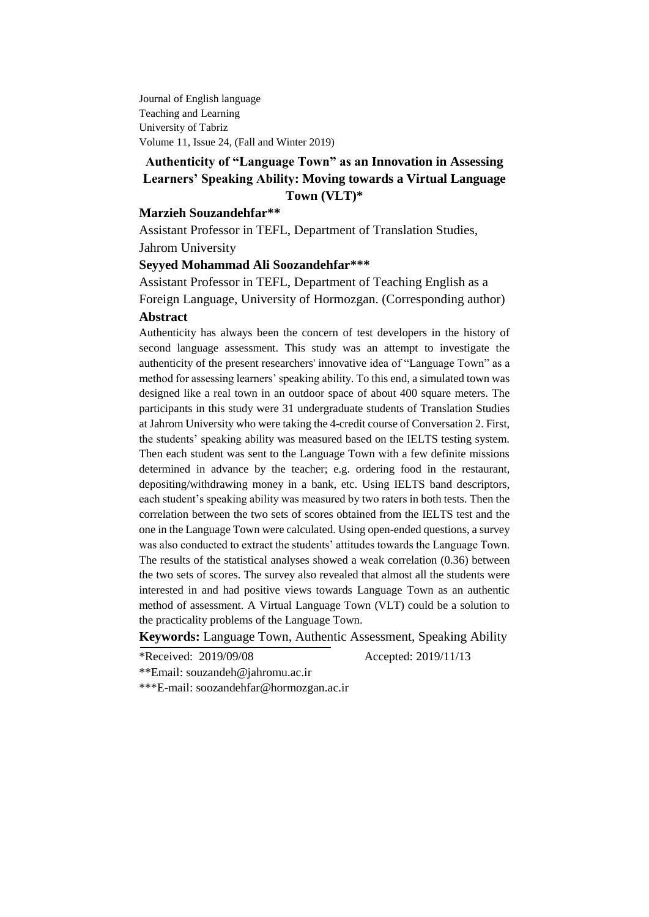Journal of English language
Teaching and Learning
University of Tabriz
Volume 11, Issue 24, (Fall and Winter 2019)

# Authenticity of "Language Town" as an Innovation in Assessing Learners' Speaking Ability: Moving towards a Virtual Language Town (VLT)*

**Marzieh Souzandehfar****

Assistant Professor in TEFL, Department of Translation Studies, Jahrom University

**Seyyed Mohammad Ali Soozandehfar*****

Assistant Professor in TEFL, Department of Teaching English as a Foreign Language, University of Hormozgan. (Corresponding author)

## Abstract

Authenticity has always been the concern of test developers in the history of second language assessment. This study was an attempt to investigate the authenticity of the present researchers' innovative idea of "Language Town" as a method for assessing learners' speaking ability. To this end, a simulated town was designed like a real town in an outdoor space of about 400 square meters. The participants in this study were 31 undergraduate students of Translation Studies at Jahrom University who were taking the 4-credit course of Conversation 2. First, the students' speaking ability was measured based on the IELTS testing system. Then each student was sent to the Language Town with a few definite missions determined in advance by the teacher; e.g. ordering food in the restaurant, depositing/withdrawing money in a bank, etc. Using IELTS band descriptors, each student's speaking ability was measured by two raters in both tests. Then the correlation between the two sets of scores obtained from the IELTS test and the one in the Language Town were calculated. Using open-ended questions, a survey was also conducted to extract the students' attitudes towards the Language Town. The results of the statistical analyses showed a weak correlation (0.36) between the two sets of scores. The survey also revealed that almost all the students were interested in and had positive views towards Language Town as an authentic method of assessment. A Virtual Language Town (VLT) could be a solution to the practicality problems of the Language Town.

**Keywords:** Language Town, Authentic Assessment, Speaking Ability

*Received: 2019/09/08 Accepted: 2019/11/13

**Email: souzandeh@jahromu.ac.ir

***E-mail: soozandehfar@hormozgan.ac.ir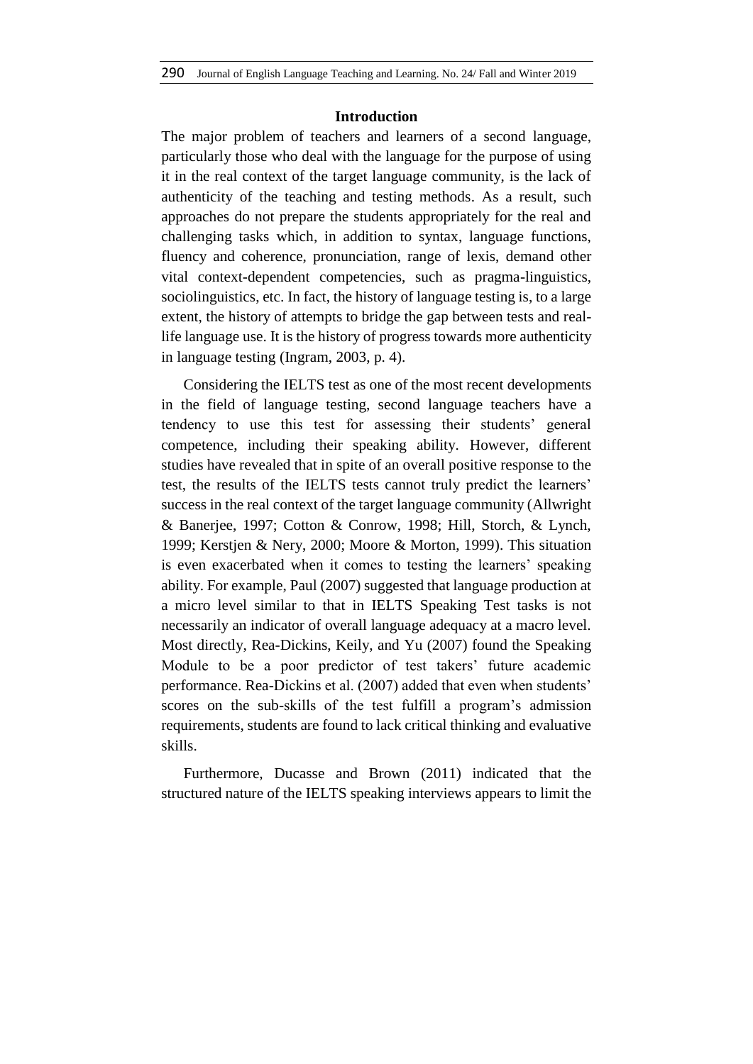## Introduction

The major problem of teachers and learners of a second language, particularly those who deal with the language for the purpose of using it in the real context of the target language community, is the lack of authenticity of the teaching and testing methods. As a result, such approaches do not prepare the students appropriately for the real and challenging tasks which, in addition to syntax, language functions, fluency and coherence, pronunciation, range of lexis, demand other vital context-dependent competencies, such as pragma-linguistics, sociolinguistics, etc. In fact, the history of language testing is, to a large extent, the history of attempts to bridge the gap between tests and real-life language use. It is the history of progress towards more authenticity in language testing (Ingram, 2003, p. 4).

Considering the IELTS test as one of the most recent developments in the field of language testing, second language teachers have a tendency to use this test for assessing their students' general competence, including their speaking ability. However, different studies have revealed that in spite of an overall positive response to the test, the results of the IELTS tests cannot truly predict the learners' success in the real context of the target language community (Allwright & Banerjee, 1997; Cotton & Conrow, 1998; Hill, Storch, & Lynch, 1999; Kerstjen & Nery, 2000; Moore & Morton, 1999). This situation is even exacerbated when it comes to testing the learners' speaking ability. For example, Paul (2007) suggested that language production at a micro level similar to that in IELTS Speaking Test tasks is not necessarily an indicator of overall language adequacy at a macro level. Most directly, Rea-Dickins, Keily, and Yu (2007) found the Speaking Module to be a poor predictor of test takers' future academic performance. Rea-Dickins et al. (2007) added that even when students' scores on the sub-skills of the test fulfill a program's admission requirements, students are found to lack critical thinking and evaluative skills.

Furthermore, Ducasse and Brown (2011) indicated that the structured nature of the IELTS speaking interviews appears to limit the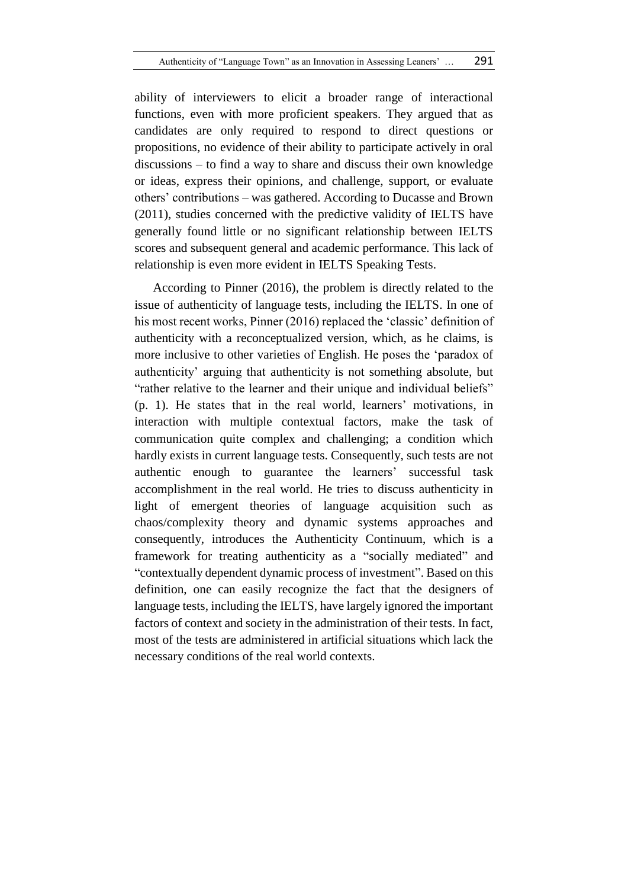ability of interviewers to elicit a broader range of interactional functions, even with more proficient speakers. They argued that as candidates are only required to respond to direct questions or propositions, no evidence of their ability to participate actively in oral discussions – to find a way to share and discuss their own knowledge or ideas, express their opinions, and challenge, support, or evaluate others' contributions – was gathered. According to Ducasse and Brown (2011), studies concerned with the predictive validity of IELTS have generally found little or no significant relationship between IELTS scores and subsequent general and academic performance. This lack of relationship is even more evident in IELTS Speaking Tests.

According to Pinner (2016), the problem is directly related to the issue of authenticity of language tests, including the IELTS. In one of his most recent works, Pinner (2016) replaced the 'classic' definition of authenticity with a reconceptualized version, which, as he claims, is more inclusive to other varieties of English. He poses the 'paradox of authenticity' arguing that authenticity is not something absolute, but "rather relative to the learner and their unique and individual beliefs" (p. 1). He states that in the real world, learners' motivations, in interaction with multiple contextual factors, make the task of communication quite complex and challenging; a condition which hardly exists in current language tests. Consequently, such tests are not authentic enough to guarantee the learners' successful task accomplishment in the real world. He tries to discuss authenticity in light of emergent theories of language acquisition such as chaos/complexity theory and dynamic systems approaches and consequently, introduces the Authenticity Continuum, which is a framework for treating authenticity as a "socially mediated" and "contextually dependent dynamic process of investment". Based on this definition, one can easily recognize the fact that the designers of language tests, including the IELTS, have largely ignored the important factors of context and society in the administration of their tests. In fact, most of the tests are administered in artificial situations which lack the necessary conditions of the real world contexts.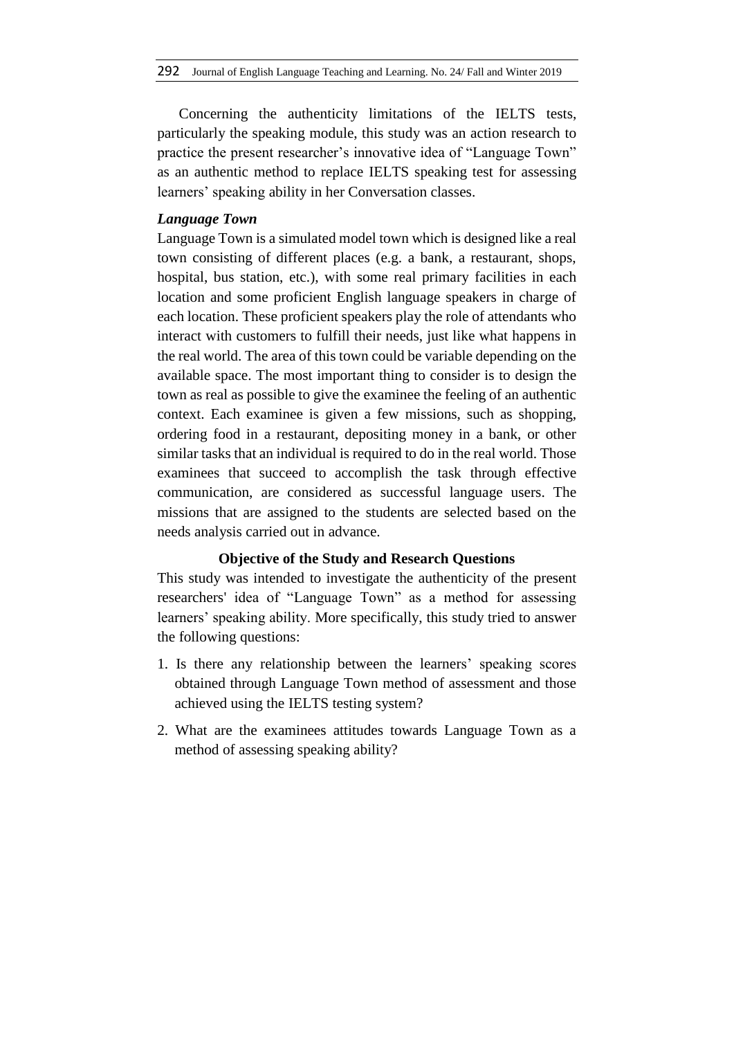Concerning the authenticity limitations of the IELTS tests, particularly the speaking module, this study was an action research to practice the present researcher's innovative idea of "Language Town" as an authentic method to replace IELTS speaking test for assessing learners' speaking ability in her Conversation classes.

### *Language Town*

Language Town is a simulated model town which is designed like a real town consisting of different places (e.g. a bank, a restaurant, shops, hospital, bus station, etc.), with some real primary facilities in each location and some proficient English language speakers in charge of each location. These proficient speakers play the role of attendants who interact with customers to fulfill their needs, just like what happens in the real world. The area of this town could be variable depending on the available space. The most important thing to consider is to design the town as real as possible to give the examinee the feeling of an authentic context. Each examinee is given a few missions, such as shopping, ordering food in a restaurant, depositing money in a bank, or other similar tasks that an individual is required to do in the real world. Those examinees that succeed to accomplish the task through effective communication, are considered as successful language users. The missions that are assigned to the students are selected based on the needs analysis carried out in advance.

## Objective of the Study and Research Questions

This study was intended to investigate the authenticity of the present researchers' idea of "Language Town" as a method for assessing learners' speaking ability. More specifically, this study tried to answer the following questions:

1. Is there any relationship between the learners' speaking scores obtained through Language Town method of assessment and those achieved using the IELTS testing system?
2. What are the examinees attitudes towards Language Town as a method of assessing speaking ability?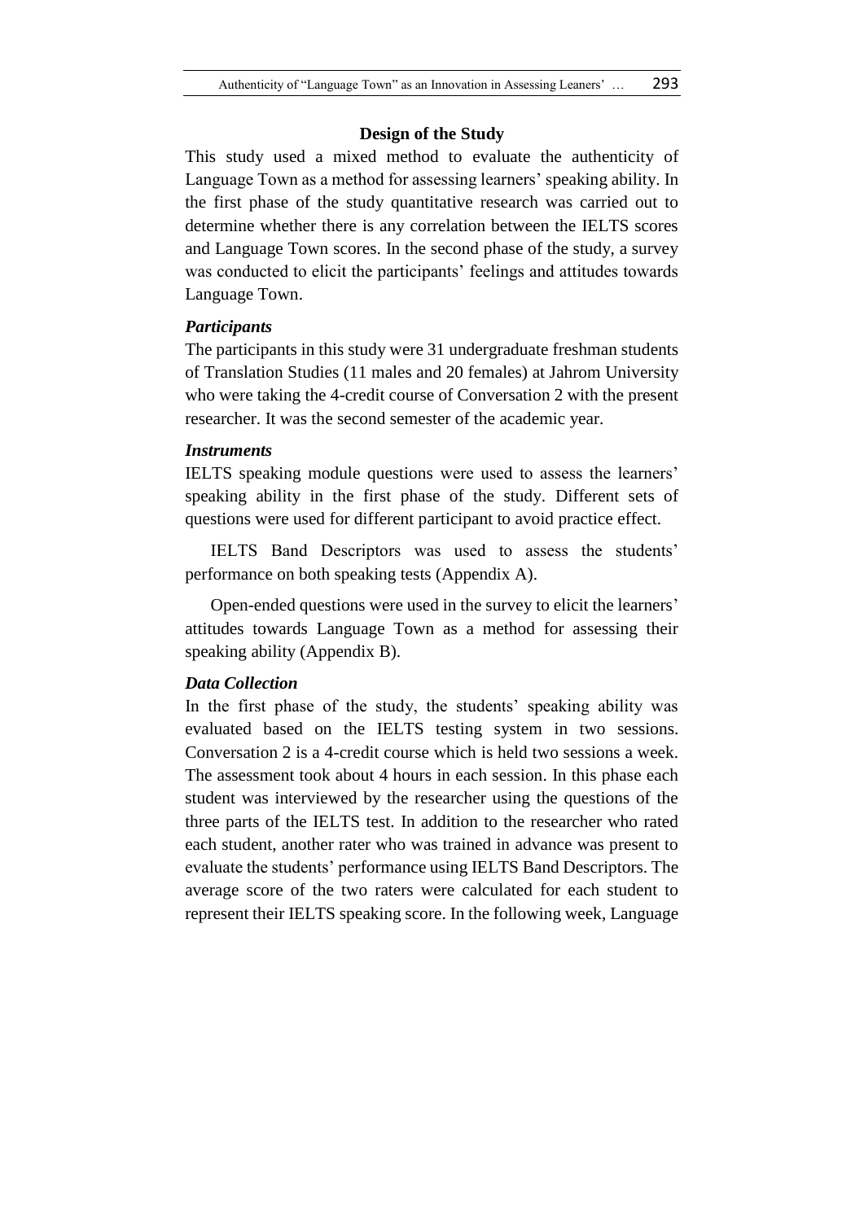## Design of the Study

This study used a mixed method to evaluate the authenticity of Language Town as a method for assessing learners' speaking ability. In the first phase of the study quantitative research was carried out to determine whether there is any correlation between the IELTS scores and Language Town scores. In the second phase of the study, a survey was conducted to elicit the participants' feelings and attitudes towards Language Town.

### *Participants*

The participants in this study were 31 undergraduate freshman students of Translation Studies (11 males and 20 females) at Jahrom University who were taking the 4-credit course of Conversation 2 with the present researcher. It was the second semester of the academic year.

### *Instruments*

IELTS speaking module questions were used to assess the learners' speaking ability in the first phase of the study. Different sets of questions were used for different participant to avoid practice effect.

IELTS Band Descriptors was used to assess the students' performance on both speaking tests (Appendix A).

Open-ended questions were used in the survey to elicit the learners' attitudes towards Language Town as a method for assessing their speaking ability (Appendix B).

### *Data Collection*

In the first phase of the study, the students' speaking ability was evaluated based on the IELTS testing system in two sessions. Conversation 2 is a 4-credit course which is held two sessions a week. The assessment took about 4 hours in each session. In this phase each student was interviewed by the researcher using the questions of the three parts of the IELTS test. In addition to the researcher who rated each student, another rater who was trained in advance was present to evaluate the students' performance using IELTS Band Descriptors. The average score of the two raters were calculated for each student to represent their IELTS speaking score. In the following week, Language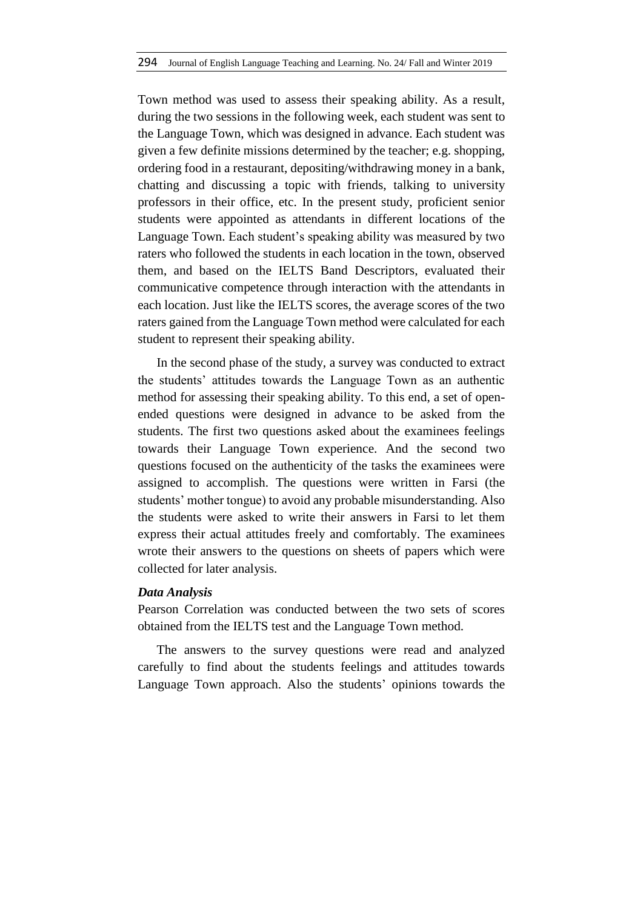Town method was used to assess their speaking ability. As a result, during the two sessions in the following week, each student was sent to the Language Town, which was designed in advance. Each student was given a few definite missions determined by the teacher; e.g. shopping, ordering food in a restaurant, depositing/withdrawing money in a bank, chatting and discussing a topic with friends, talking to university professors in their office, etc. In the present study, proficient senior students were appointed as attendants in different locations of the Language Town. Each student's speaking ability was measured by two raters who followed the students in each location in the town, observed them, and based on the IELTS Band Descriptors, evaluated their communicative competence through interaction with the attendants in each location. Just like the IELTS scores, the average scores of the two raters gained from the Language Town method were calculated for each student to represent their speaking ability.

In the second phase of the study, a survey was conducted to extract the students' attitudes towards the Language Town as an authentic method for assessing their speaking ability. To this end, a set of open-ended questions were designed in advance to be asked from the students. The first two questions asked about the examinees feelings towards their Language Town experience. And the second two questions focused on the authenticity of the tasks the examinees were assigned to accomplish. The questions were written in Farsi (the students' mother tongue) to avoid any probable misunderstanding. Also the students were asked to write their answers in Farsi to let them express their actual attitudes freely and comfortably. The examinees wrote their answers to the questions on sheets of papers which were collected for later analysis.

### *Data Analysis*

Pearson Correlation was conducted between the two sets of scores obtained from the IELTS test and the Language Town method.

The answers to the survey questions were read and analyzed carefully to find about the students feelings and attitudes towards Language Town approach. Also the students' opinions towards the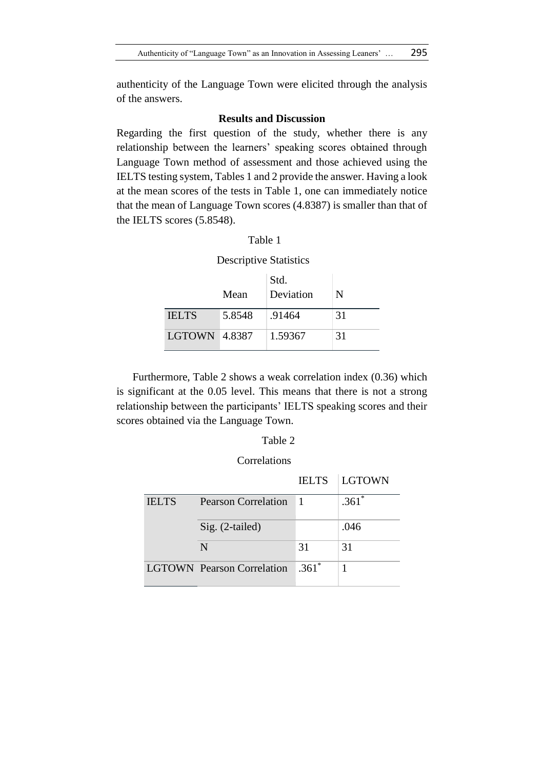authenticity of the Language Town were elicited through the analysis of the answers.

## Results and Discussion

Regarding the first question of the study, whether there is any relationship between the learners' speaking scores obtained through Language Town method of assessment and those achieved using the IELTS testing system, Tables 1 and 2 provide the answer. Having a look at the mean scores of the tests in Table 1, one can immediately notice that the mean of Language Town scores (4.8387) is smaller than that of the IELTS scores (5.8548).

Table 1

Descriptive Statistics

| | Mean | Std. Deviation | N |
|---|---|---|---|
| IELTS | 5.8548 | .91464 | 31 |
| LGTOWN | 4.8387 | 1.59367 | 31 |

Furthermore, Table 2 shows a weak correlation index (0.36) which is significant at the 0.05 level. This means that there is not a strong relationship between the participants' IELTS speaking scores and their scores obtained via the Language Town.

Table 2

Correlations

| | | IELTS | LGTOWN |
|---|---|---|---|
| IELTS | Pearson Correlation | 1 | .361* |
| | Sig. (2-tailed) | | .046 |
| | N | 31 | 31 |
| LGTOWN | Pearson Correlation | .361* | 1 |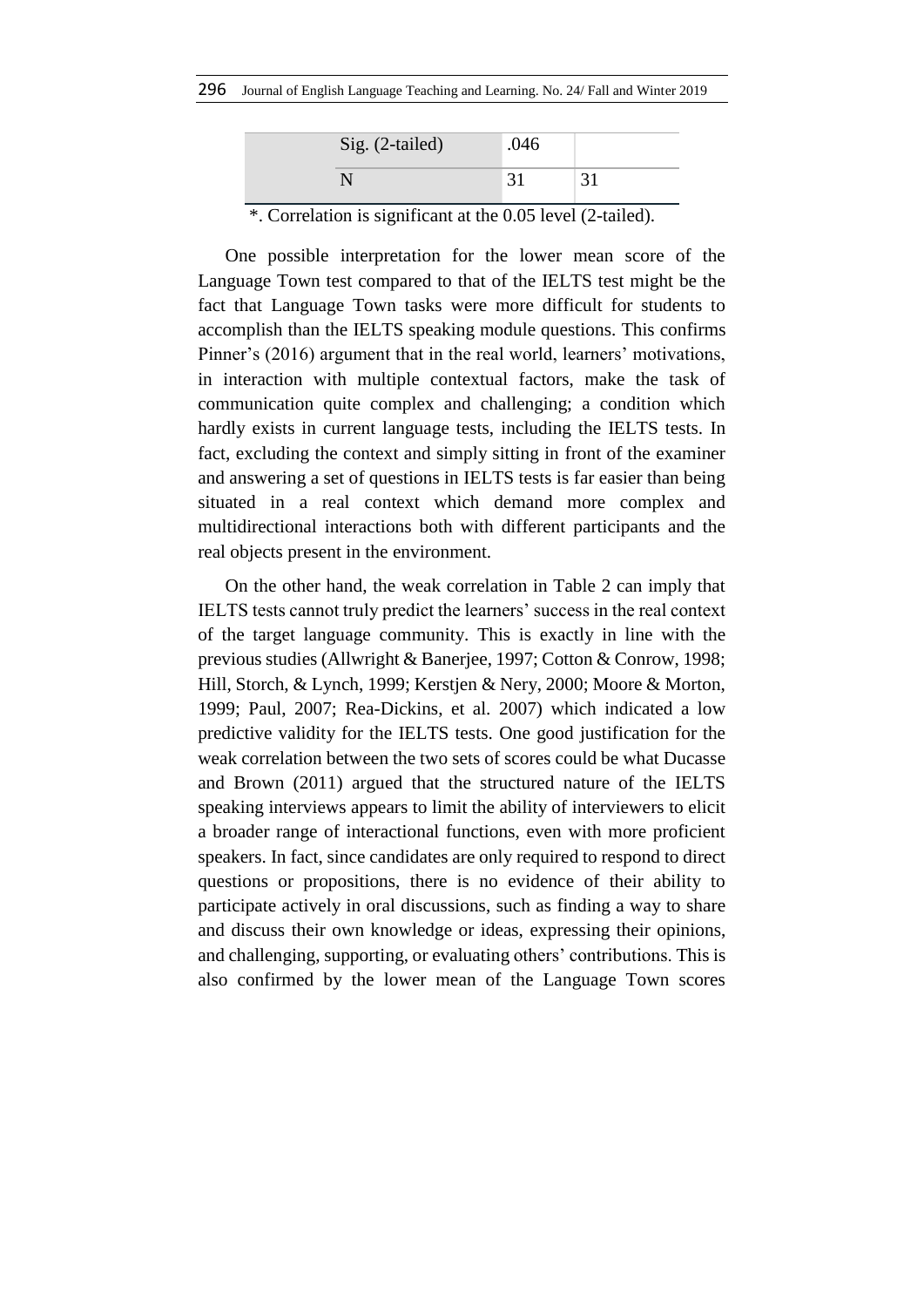| | | |
|---|---|---|
| Sig. (2-tailed) | .046 | |
| N | 31 | 31 |

*. Correlation is significant at the 0.05 level (2-tailed).

One possible interpretation for the lower mean score of the Language Town test compared to that of the IELTS test might be the fact that Language Town tasks were more difficult for students to accomplish than the IELTS speaking module questions. This confirms Pinner's (2016) argument that in the real world, learners' motivations, in interaction with multiple contextual factors, make the task of communication quite complex and challenging; a condition which hardly exists in current language tests, including the IELTS tests. In fact, excluding the context and simply sitting in front of the examiner and answering a set of questions in IELTS tests is far easier than being situated in a real context which demand more complex and multidirectional interactions both with different participants and the real objects present in the environment.

On the other hand, the weak correlation in Table 2 can imply that IELTS tests cannot truly predict the learners' success in the real context of the target language community. This is exactly in line with the previous studies (Allwright & Banerjee, 1997; Cotton & Conrow, 1998; Hill, Storch, & Lynch, 1999; Kerstjen & Nery, 2000; Moore & Morton, 1999; Paul, 2007; Rea-Dickins, et al. 2007) which indicated a low predictive validity for the IELTS tests. One good justification for the weak correlation between the two sets of scores could be what Ducasse and Brown (2011) argued that the structured nature of the IELTS speaking interviews appears to limit the ability of interviewers to elicit a broader range of interactional functions, even with more proficient speakers. In fact, since candidates are only required to respond to direct questions or propositions, there is no evidence of their ability to participate actively in oral discussions, such as finding a way to share and discuss their own knowledge or ideas, expressing their opinions, and challenging, supporting, or evaluating others' contributions. This is also confirmed by the lower mean of the Language Town scores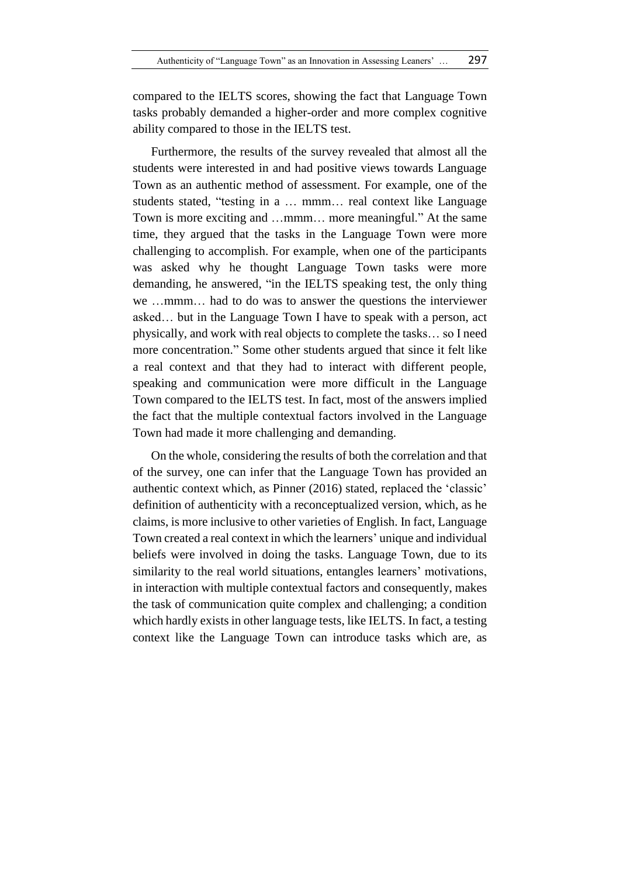compared to the IELTS scores, showing the fact that Language Town tasks probably demanded a higher-order and more complex cognitive ability compared to those in the IELTS test.

Furthermore, the results of the survey revealed that almost all the students were interested in and had positive views towards Language Town as an authentic method of assessment. For example, one of the students stated, "testing in a … mmm… real context like Language Town is more exciting and …mmm… more meaningful." At the same time, they argued that the tasks in the Language Town were more challenging to accomplish. For example, when one of the participants was asked why he thought Language Town tasks were more demanding, he answered, "in the IELTS speaking test, the only thing we …mmm… had to do was to answer the questions the interviewer asked… but in the Language Town I have to speak with a person, act physically, and work with real objects to complete the tasks… so I need more concentration." Some other students argued that since it felt like a real context and that they had to interact with different people, speaking and communication were more difficult in the Language Town compared to the IELTS test. In fact, most of the answers implied the fact that the multiple contextual factors involved in the Language Town had made it more challenging and demanding.

On the whole, considering the results of both the correlation and that of the survey, one can infer that the Language Town has provided an authentic context which, as Pinner (2016) stated, replaced the 'classic' definition of authenticity with a reconceptualized version, which, as he claims, is more inclusive to other varieties of English. In fact, Language Town created a real context in which the learners' unique and individual beliefs were involved in doing the tasks. Language Town, due to its similarity to the real world situations, entangles learners' motivations, in interaction with multiple contextual factors and consequently, makes the task of communication quite complex and challenging; a condition which hardly exists in other language tests, like IELTS. In fact, a testing context like the Language Town can introduce tasks which are, as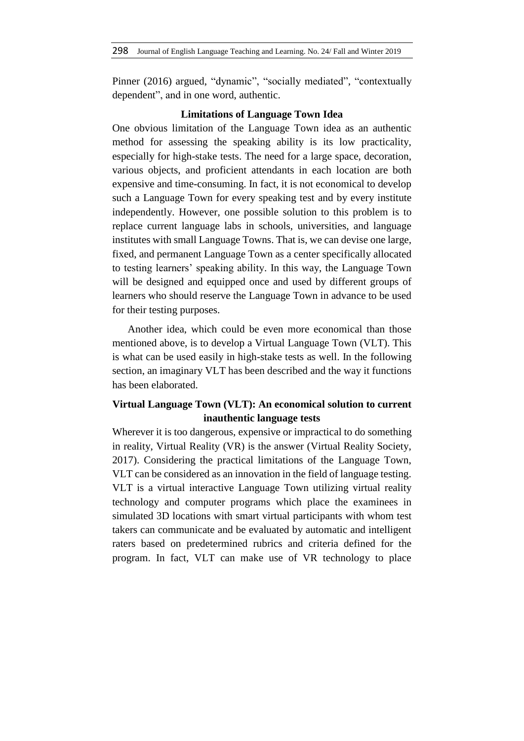Pinner (2016) argued, “dynamic”, “socially mediated”, “contextually dependent”, and in one word, authentic.

## Limitations of Language Town Idea

One obvious limitation of the Language Town idea as an authentic method for assessing the speaking ability is its low practicality, especially for high-stake tests. The need for a large space, decoration, various objects, and proficient attendants in each location are both expensive and time-consuming. In fact, it is not economical to develop such a Language Town for every speaking test and by every institute independently. However, one possible solution to this problem is to replace current language labs in schools, universities, and language institutes with small Language Towns. That is, we can devise one large, fixed, and permanent Language Town as a center specifically allocated to testing learners’ speaking ability. In this way, the Language Town will be designed and equipped once and used by different groups of learners who should reserve the Language Town in advance to be used for their testing purposes.

Another idea, which could be even more economical than those mentioned above, is to develop a Virtual Language Town (VLT). This is what can be used easily in high-stake tests as well. In the following section, an imaginary VLT has been described and the way it functions has been elaborated.

## Virtual Language Town (VLT): An economical solution to current inauthentic language tests

Wherever it is too dangerous, expensive or impractical to do something in reality, Virtual Reality (VR) is the answer (Virtual Reality Society, 2017). Considering the practical limitations of the Language Town, VLT can be considered as an innovation in the field of language testing. VLT is a virtual interactive Language Town utilizing virtual reality technology and computer programs which place the examinees in simulated 3D locations with smart virtual participants with whom test takers can communicate and be evaluated by automatic and intelligent raters based on predetermined rubrics and criteria defined for the program. In fact, VLT can make use of VR technology to place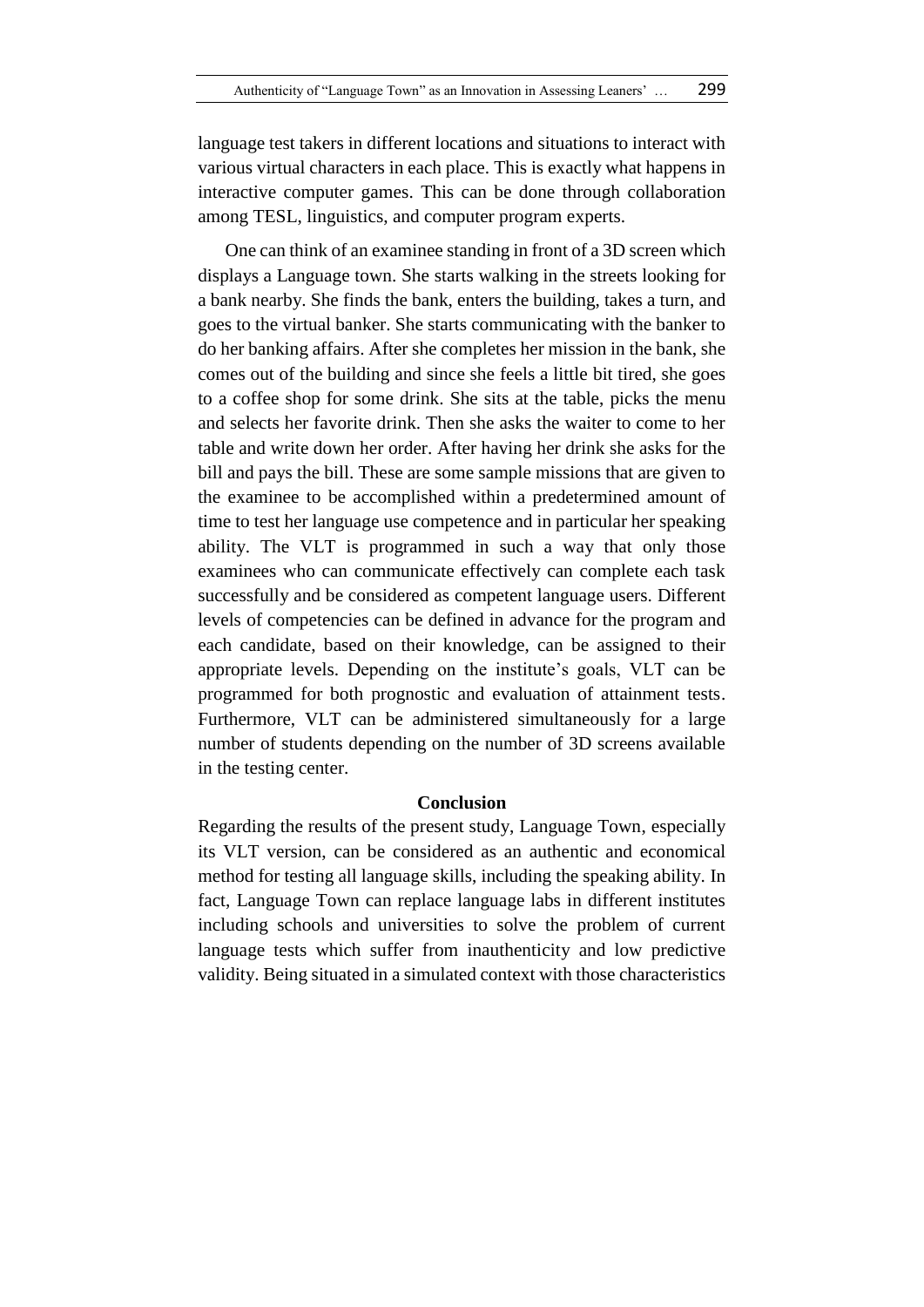language test takers in different locations and situations to interact with various virtual characters in each place. This is exactly what happens in interactive computer games. This can be done through collaboration among TESL, linguistics, and computer program experts.

One can think of an examinee standing in front of a 3D screen which displays a Language town. She starts walking in the streets looking for a bank nearby. She finds the bank, enters the building, takes a turn, and goes to the virtual banker. She starts communicating with the banker to do her banking affairs. After she completes her mission in the bank, she comes out of the building and since she feels a little bit tired, she goes to a coffee shop for some drink. She sits at the table, picks the menu and selects her favorite drink. Then she asks the waiter to come to her table and write down her order. After having her drink she asks for the bill and pays the bill. These are some sample missions that are given to the examinee to be accomplished within a predetermined amount of time to test her language use competence and in particular her speaking ability. The VLT is programmed in such a way that only those examinees who can communicate effectively can complete each task successfully and be considered as competent language users. Different levels of competencies can be defined in advance for the program and each candidate, based on their knowledge, can be assigned to their appropriate levels. Depending on the institute's goals, VLT can be programmed for both prognostic and evaluation of attainment tests. Furthermore, VLT can be administered simultaneously for a large number of students depending on the number of 3D screens available in the testing center.

## Conclusion

Regarding the results of the present study, Language Town, especially its VLT version, can be considered as an authentic and economical method for testing all language skills, including the speaking ability. In fact, Language Town can replace language labs in different institutes including schools and universities to solve the problem of current language tests which suffer from inauthenticity and low predictive validity. Being situated in a simulated context with those characteristics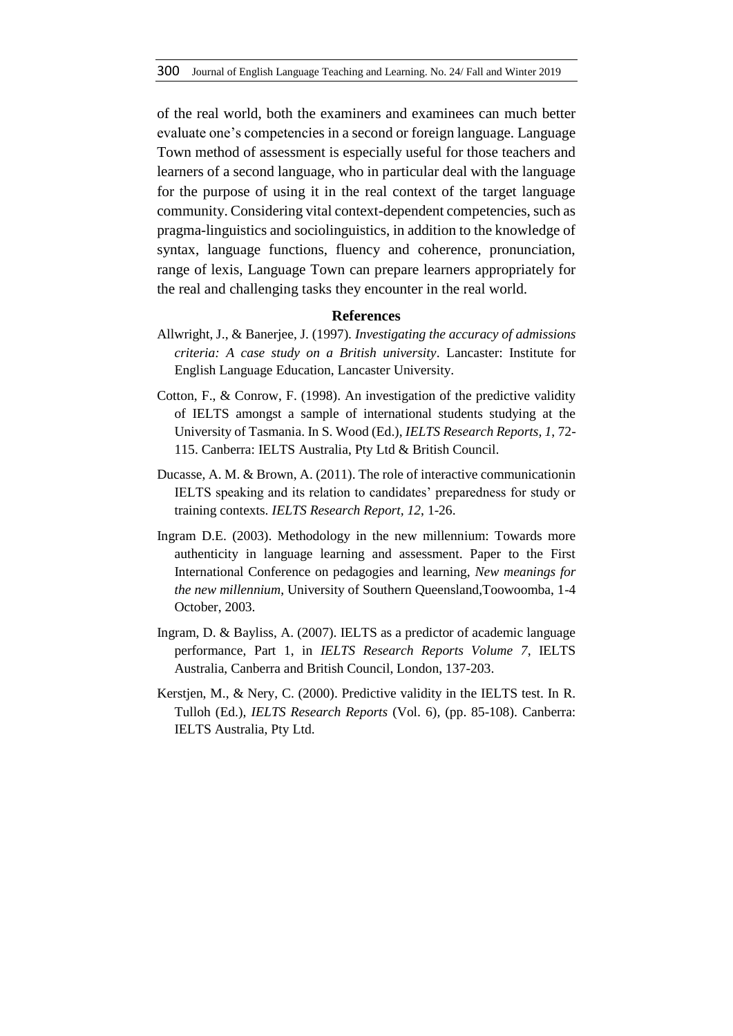of the real world, both the examiners and examinees can much better evaluate one's competencies in a second or foreign language. Language Town method of assessment is especially useful for those teachers and learners of a second language, who in particular deal with the language for the purpose of using it in the real context of the target language community. Considering vital context-dependent competencies, such as pragma-linguistics and sociolinguistics, in addition to the knowledge of syntax, language functions, fluency and coherence, pronunciation, range of lexis, Language Town can prepare learners appropriately for the real and challenging tasks they encounter in the real world.

## References

Allwright, J., & Banerjee, J. (1997). *Investigating the accuracy of admissions criteria: A case study on a British university*. Lancaster: Institute for English Language Education, Lancaster University.

Cotton, F., & Conrow, F. (1998). An investigation of the predictive validity of IELTS amongst a sample of international students studying at the University of Tasmania. In S. Wood (Ed.), *IELTS Research Reports, 1*, 72-115. Canberra: IELTS Australia, Pty Ltd & British Council.

Ducasse, A. M. & Brown, A. (2011). The role of interactive communicationin IELTS speaking and its relation to candidates' preparedness for study or training contexts. *IELTS Research Report, 12*, 1-26.

Ingram D.E. (2003). Methodology in the new millennium: Towards more authenticity in language learning and assessment. Paper to the First International Conference on pedagogies and learning, *New meanings for the new millennium*, University of Southern Queensland,Toowoomba, 1-4 October, 2003.

Ingram, D. & Bayliss, A. (2007). IELTS as a predictor of academic language performance, Part 1, in *IELTS Research Reports Volume 7*, IELTS Australia, Canberra and British Council, London, 137-203.

Kerstjen, M., & Nery, C. (2000). Predictive validity in the IELTS test. In R. Tulloh (Ed.), *IELTS Research Reports* (Vol. 6), (pp. 85-108). Canberra: IELTS Australia, Pty Ltd.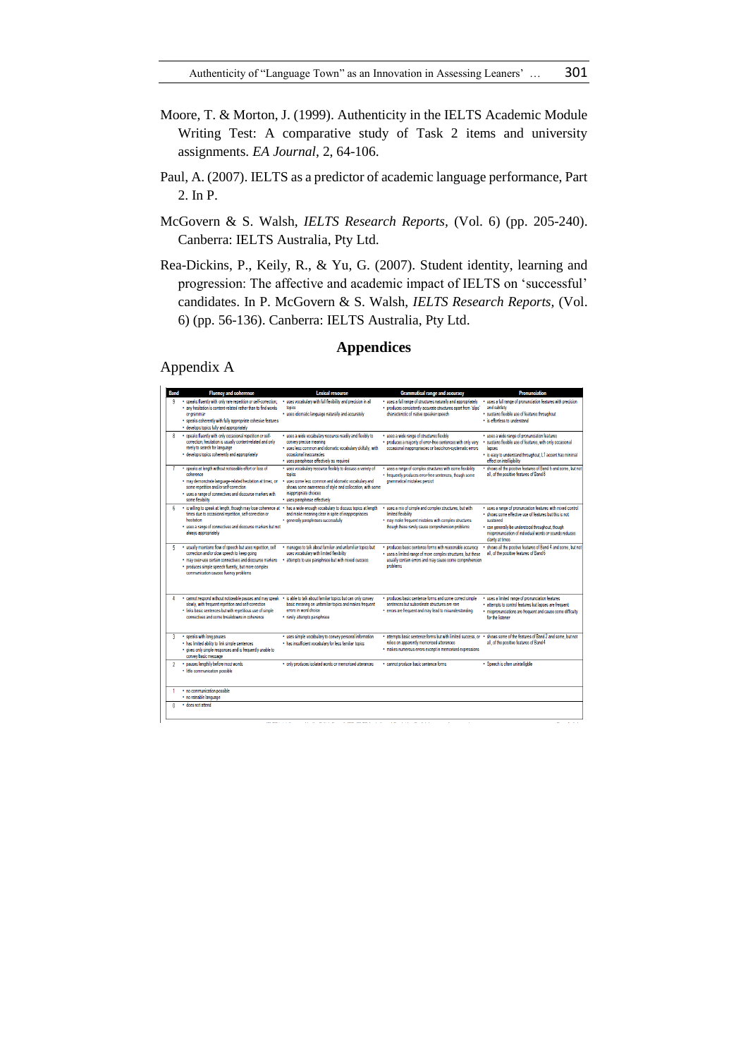Moore, T. & Morton, J. (1999). Authenticity in the IELTS Academic Module Writing Test: A comparative study of Task 2 items and university assignments. *EA Journal*, 2, 64-106.

Paul, A. (2007). IELTS as a predictor of academic language performance, Part 2. In P.

McGovern & S. Walsh, *IELTS Research Reports*, (Vol. 6) (pp. 205-240). Canberra: IELTS Australia, Pty Ltd.

Rea-Dickins, P., Keily, R., & Yu, G. (2007). Student identity, learning and progression: The affective and academic impact of IELTS on 'successful' candidates. In P. McGovern & S. Walsh, *IELTS Research Reports*, (Vol. 6) (pp. 56-136). Canberra: IELTS Australia, Pty Ltd.

## Appendices

### Appendix A

| Band | Fluency and coherence | Lexical resource | Grammatical range and accuracy | Pronunciation |
|---|---|---|---|---|
| 9 | • speaks fluently with only rare repetition or self-correction; any hesitation is content-related rather than to find words or grammar<br>• speaks coherently with fully appropriate cohesive features<br>• develops topics fully and appropriately | • uses vocabulary with full flexibility and precision in all topics<br>• uses idiomatic language naturally and accurately | • uses a full range of structures naturally and appropriately<br>• produces consistently accurate structures apart from 'slips' characteristic of native speaker speech | • uses a full range of pronunciation features with precision and subtlety<br>• sustains flexible use of features throughout<br>• is effortless to understand |
| 8 | • speaks fluently with only occasional repetition or self-correction; hesitation is usually content-related and only rarely to search for language<br>• develops topics coherently and appropriately | • uses a wide vocabulary resource readily and flexibly to convey precise meaning<br>• uses less common and idiomatic vocabulary skilfully, with occasional inaccuracies<br>• uses paraphrase effectively as required | • uses a wide range of structures flexibly<br>• produces a majority of error-free sentences with only very occasional inappropriacies or basic/non-systematic errors | • uses a wide range of pronunciation features<br>• sustains flexible use of features, with only occasional lapses<br>• is easy to understand throughout; L1 accent has minimal effect on intelligibility |
| 7 | • speaks at length without noticeable effort or loss of coherence<br>• may demonstrate language-related hesitation at times, or some repetition and/or self-correction<br>• uses a range of connectives and discourse markers with some flexibility | • uses vocabulary resource flexibly to discuss a variety of topics<br>• uses some less common and idiomatic vocabulary and shows some awareness of style and collocation, with some inappropriate choices<br>• uses paraphrase effectively | • uses a range of complex structures with some flexibility<br>• frequently produces error-free sentences, though some grammatical mistakes persist | • shows all the positive features of Band 6 and some, but not all, of the positive features of Band 8 |
| 6 | • is willing to speak at length, though may lose coherence at times due to occasional repetition, self-correction or hesitation<br>• uses a range of connectives and discourse markers but not always appropriately | • has a wide enough vocabulary to discuss topics at length and make meaning clear in spite of inappropriacies<br>• generally paraphrases successfully | • uses a mix of simple and complex structures, but with limited flexibility<br>• may make frequent mistakes with complex structures though these rarely cause comprehension problems | • uses a range of pronunciation features with mixed control<br>• shows some effective use of features but this is not sustained<br>• can generally be understood throughout, though mispronunciation of individual words or sounds reduces clarity at times |
| 5 | • usually maintains flow of speech but uses repetition, self correction and/or slow speech to keep going<br>• may over-use certain connectives and discourse markers<br>• produces simple speech fluently, but more complex communication causes fluency problems | • manages to talk about familiar and unfamiliar topics but uses vocabulary with limited flexibility<br>• attempts to use paraphrase but with mixed success | • produces basic sentence forms with reasonable accuracy<br>• uses a limited range of more complex structures, but these usually contain errors and may cause some comprehension problems | • shows all the positive features of Band 4 and some, but not all, of the positive features of Band 6 |
| 4 | • cannot respond without noticeable pauses and may speak slowly, with frequent repetition and self-correction<br>• links basic sentences but with repetitious use of simple connectives and some breakdowns in coherence | • is able to talk about familiar topics but can only convey basic meaning on unfamiliar topics and makes frequent errors in word choice<br>• rarely attempts paraphrase | • produces basic sentence forms and some correct simple sentences but subordinate structures are rare<br>• errors are frequent and may lead to misunderstanding | • uses a limited range of pronunciation features<br>• attempts to control features but lapses are frequent<br>• mispronunciations are frequent and cause some difficulty for the listener |
| 3 | • speaks with long pauses<br>• has limited ability to link simple sentences<br>• gives only simple responses and is frequently unable to convey basic message | • uses simple vocabulary to convey personal information<br>• has insufficient vocabulary for less familiar topics | • attempts basic sentence forms but with limited success, or relies on apparently memorised utterances<br>• makes numerous errors except in memorised expressions | • shows some of the features of Band 2 and some, but not all, of the positive features of Band 4 |
| 2 | • pauses lengthily before most words<br>• little communication possible | • only produces isolated words or memorised utterances | • cannot produce basic sentence forms | • Speech is often unintelligible |
| 1 | • no communication possible<br>• no rateable language | | | |
| 0 | • does not attend | | | |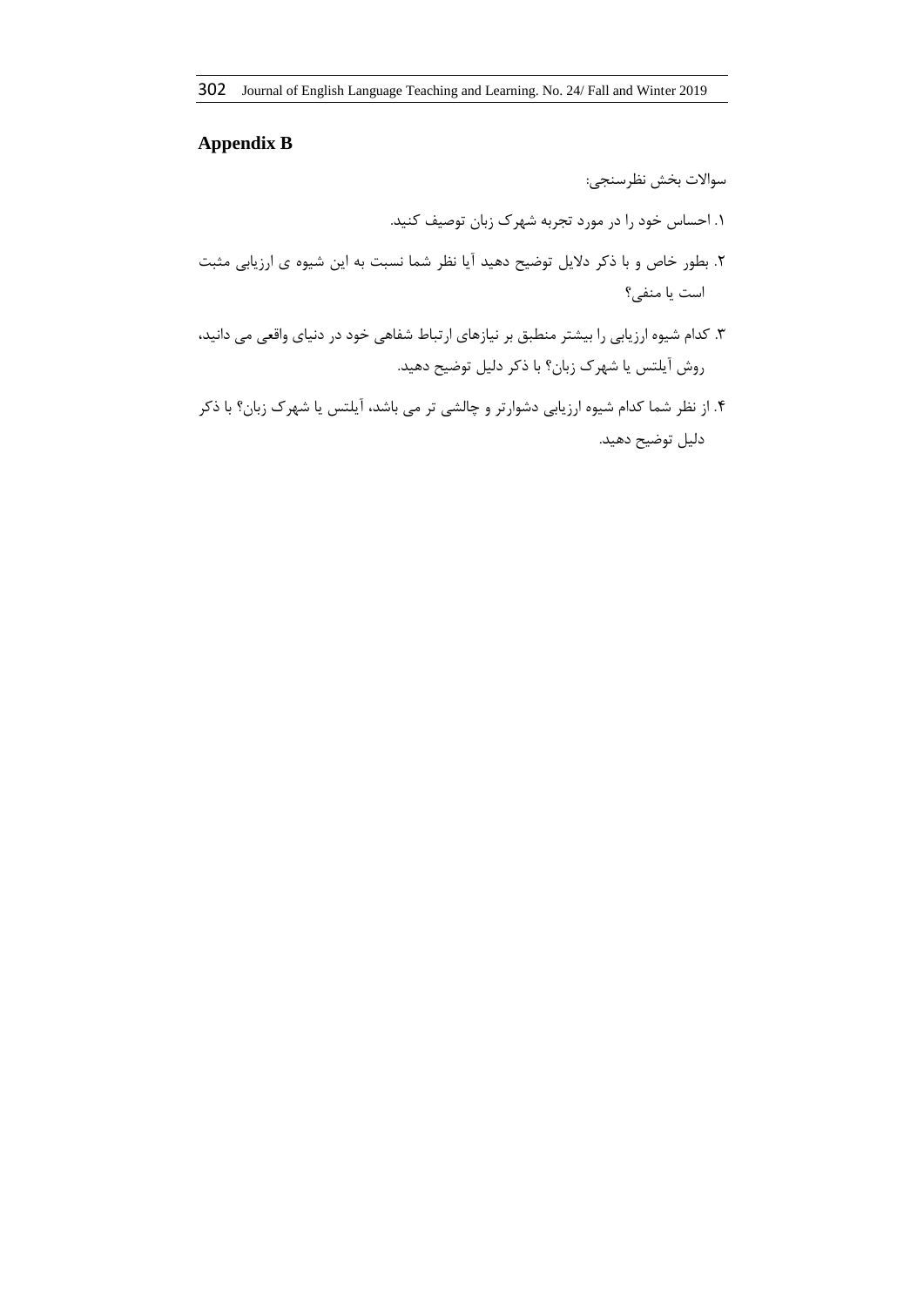## Appendix B

سوالات بخش نظرسنجی:

۱. احساس خود را در مورد تجربه شهرک زبان توصیف کنید.

۲. بطور خاص و با ذکر دلایل توضیح دهید آیا نظر شما نسبت به این شیوه ی ارزیابی مثبت است یا منفی؟

۳. کدام شیوه ارزیابی را بیشتر منطبق بر نیازهای ارتباط شفاهی خود در دنیای واقعی می دانید، روش آیلتس یا شهرک زبان؟ با ذکر دلیل توضیح دهید.

۴. از نظر شما کدام شیوه ارزیابی دشوارتر و چالشی تر می باشد، آیلتس یا شهرک زبان؟ با ذکر دلیل توضیح دهید.